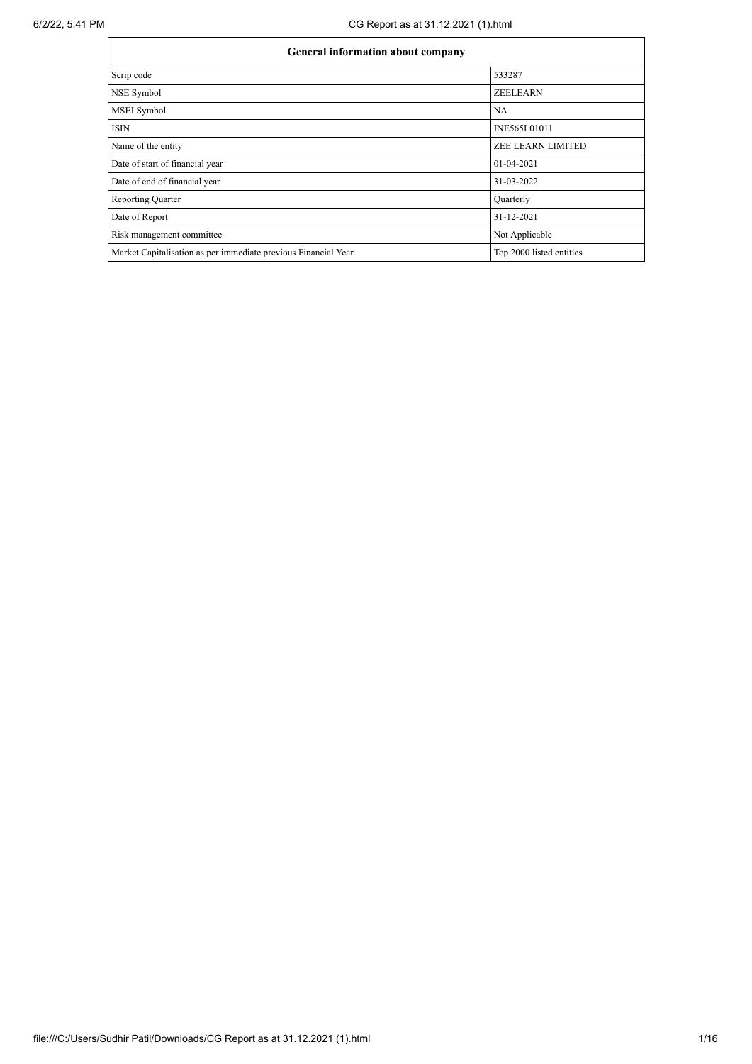| General information about company | |
|---|---|
| Scrip code | 533287 |
| NSE Symbol | ZEELEARN |
| MSEI Symbol | NA |
| ISIN | INE565L01011 |
| Name of the entity | ZEE LEARN LIMITED |
| Date of start of financial year | 01-04-2021 |
| Date of end of financial year | 31-03-2022 |
| Reporting Quarter | Quarterly |
| Date of Report | 31-12-2021 |
| Risk management committee | Not Applicable |
| Market Capitalisation as per immediate previous Financial Year | Top 2000 listed entities |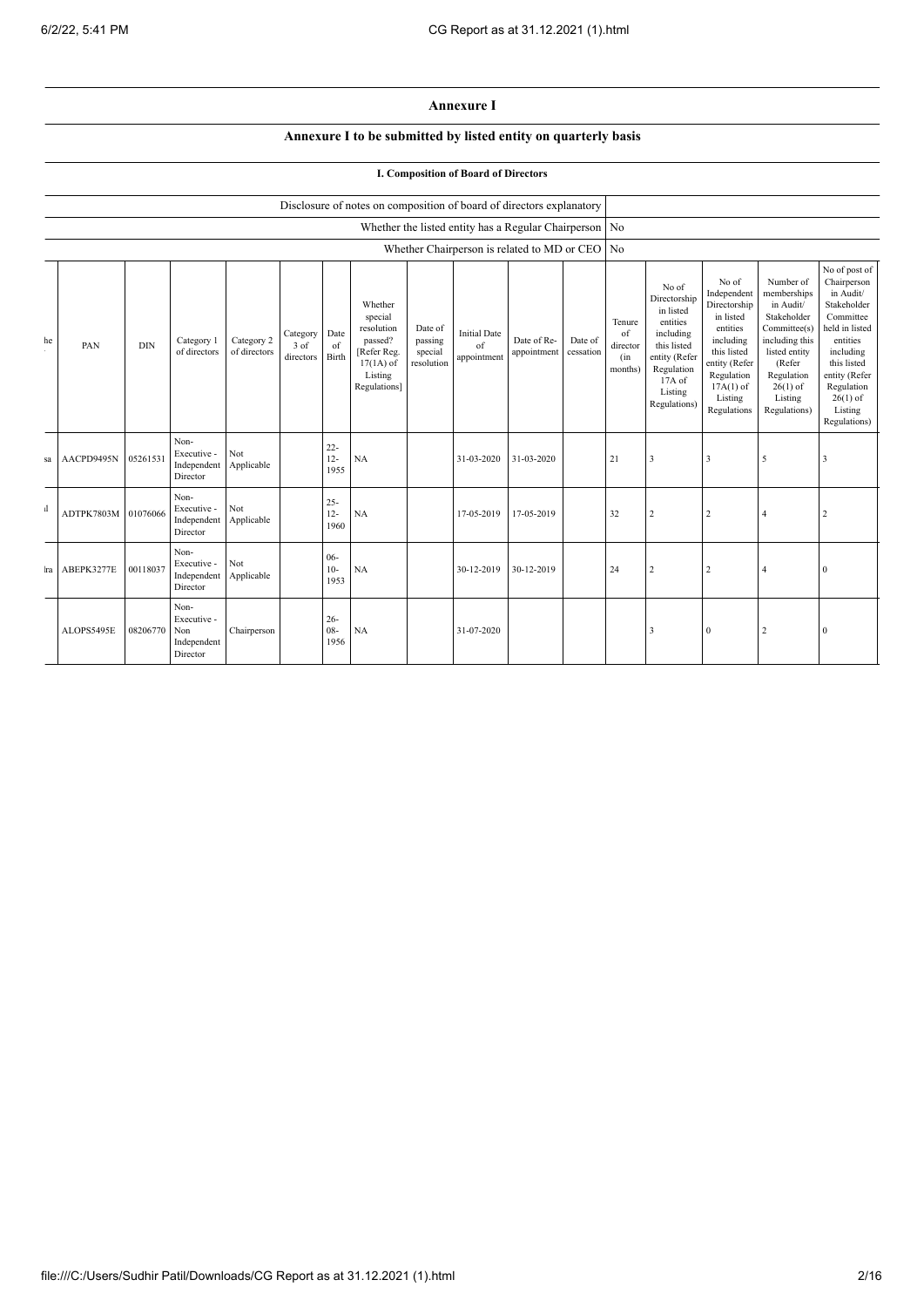# Annexure I

## Annexure I to be submitted by listed entity on quarterly basis

### I. Composition of Board of Directors

| Disclosure of notes on composition of board of directors explanatory | |
|---|---|
| Whether the listed entity has a Regular Chairperson | No |
| Whether Chairperson is related to MD or CEO | No |

| he . | PAN | DIN | Category 1 of directors | Category 2 of directors | Category 3 of directors | Date of Birth | Whether special resolution passed? [Refer Reg. 17(1A) of Listing Regulations] | Date of passing special resolution | Initial Date of appointment | Date of Re-appointment | Date of cessation | Tenure of director (in months) | No of Directorship in listed entities including this listed entity (Refer Regulation 17A of Listing Regulations) | No of Independent Directorship in listed entities including this listed entity (Refer Regulation 17A(1) of Listing Regulations | Number of memberships in Audit/ Stakeholder Committee(s) including this listed entity (Refer Regulation 26(1) of Listing Regulations) | No of post of Chairperson in Audit/ Stakeholder Committee held in listed entities including this listed entity (Refer Regulation 26(1) of Listing Regulations) |
|---|---|---|---|---|---|---|---|---|---|---|---|---|---|---|---|---|
| sa | AACPD9495N | 05261531 | Non-Executive - Independent Director | Not Applicable | | 22-12-1955 | NA | | 31-03-2020 | 31-03-2020 | | 21 | 3 | 3 | 5 | 3 |
| ıl | ADTPK7803M | 01076066 | Non-Executive - Independent Director | Not Applicable | | 25-12-1960 | NA | | 17-05-2019 | 17-05-2019 | | 32 | 2 | 2 | 4 | 2 |
| lra | ABEPK3277E | 00118037 | Non-Executive - Independent Director | Not Applicable | | 06-10-1953 | NA | | 30-12-2019 | 30-12-2019 | | 24 | 2 | 2 | 4 | 0 |
| | ALOPS5495E | 08206770 | Non-Executive - Non Independent Director | Chairperson | | 26-08-1956 | NA | | 31-07-2020 | | | | 3 | 0 | 2 | 0 |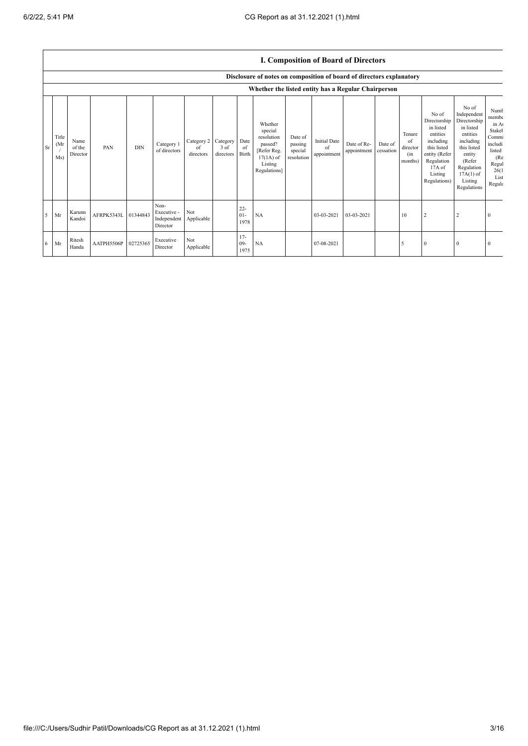## I. Composition of Board of Directors

Disclosure of notes on composition of board of directors explanatory

Whether the listed entity has a Regular Chairperson

| Sr | Title (Mr / Ms) | Name of the Director | PAN | DIN | Category 1 of directors | Category 2 of directors | Category 3 of directors | Date of Birth | Whether special resolution passed? [Refer Reg. 17(1A) of Listing Regulations] | Date of passing special resolution | Initial Date of appointment | Date of Re-appointment | Date of cessation | Tenure of director (in months) | No of Directorship in listed entities including this listed entity (Refer Regulation 17A of Listing Regulations) | No of Independent Directorship in listed entities including this listed entity (Refer Regulation 17A(1) of Listing Regulations | Numb membe in A Stakeh Commi includi listed (Re Regul 26(1 List Regula |
|---|---|---|---|---|---|---|---|---|---|---|---|---|---|---|---|---|---|
| 5 | Mr | Karunn Kandoi | AFRPK5343L | 01344843 | Non-Executive - Independent Director | Not Applicable | | 22-01-1978 | NA | | 03-03-2021 | 03-03-2021 | | 10 | 2 | 2 | 0 |
| 6 | Mr | Ritesh Handa | AATPH5506P | 02725365 | Executive Director | Not Applicable | | 17-09-1975 | NA | | 07-08-2021 | | | 5 | 0 | 0 | 0 |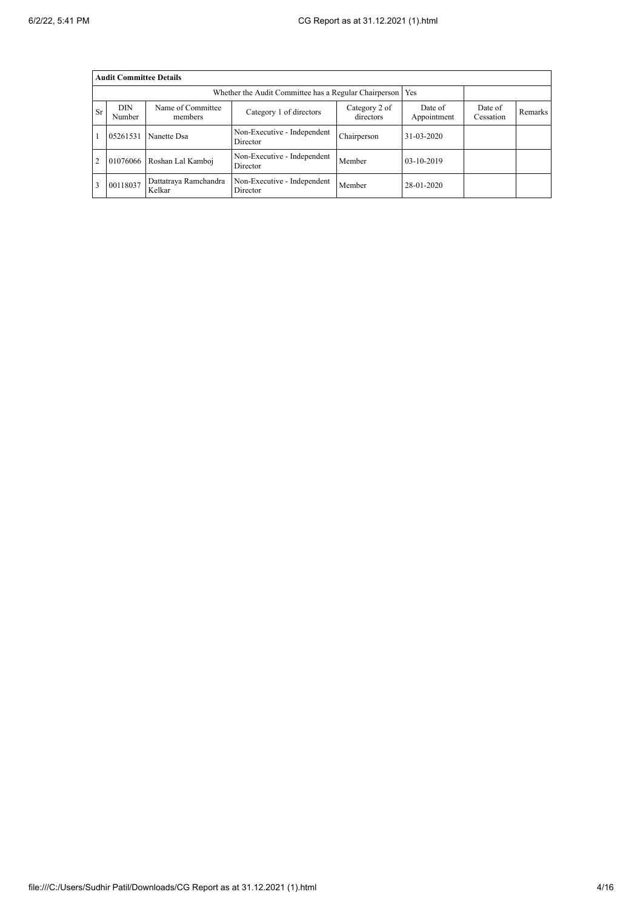| Audit Committee Details | | | | | | | |
|---|---|---|---|---|---|---|---|
| Whether the Audit Committee has a Regular Chairperson | | | | | Yes | | |
| Sr | DIN Number | Name of Committee members | Category 1 of directors | Category 2 of directors | Date of Appointment | Date of Cessation | Remarks |
| 1 | 05261531 | Nanette Dsa | Non-Executive - Independent Director | Chairperson | 31-03-2020 | | |
| 2 | 01076066 | Roshan Lal Kamboj | Non-Executive - Independent Director | Member | 03-10-2019 | | |
| 3 | 00118037 | Dattatraya Ramchandra Kelkar | Non-Executive - Independent Director | Member | 28-01-2020 | | |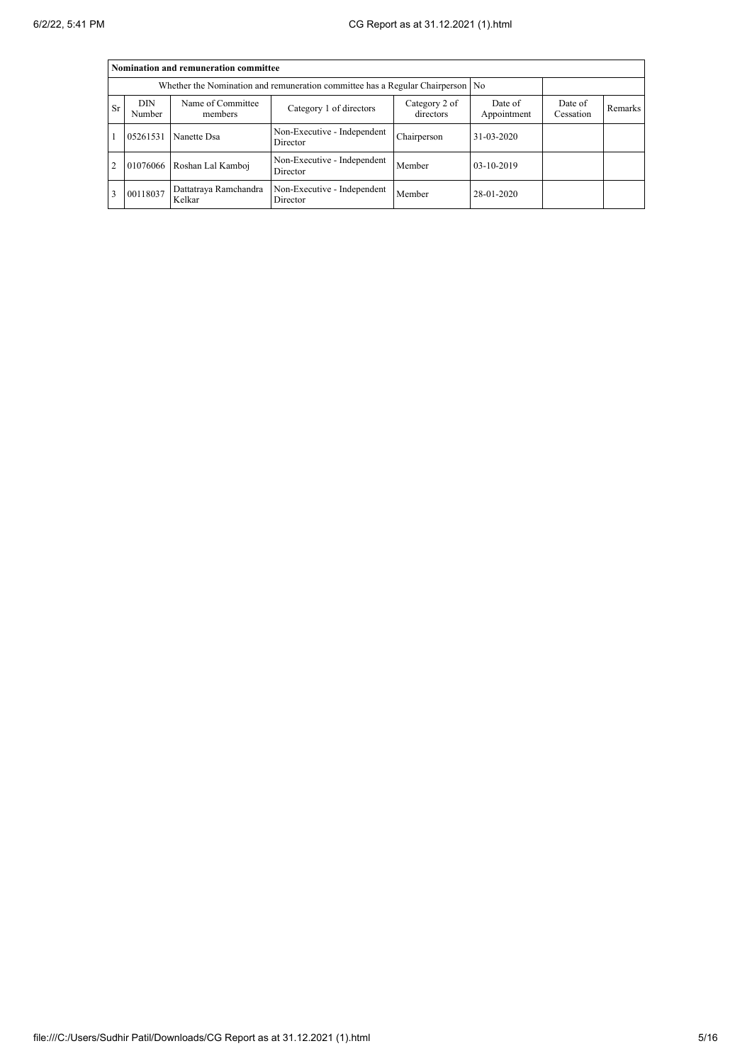| Nomination and remuneration committee | | | | | | | |
|---|---|---|---|---|---|---|---|
| Whether the Nomination and remuneration committee has a Regular Chairperson | | | | | No | | |
| Sr | DIN Number | Name of Committee members | Category 1 of directors | Category 2 of directors | Date of Appointment | Date of Cessation | Remarks |
| 1 | 05261531 | Nanette Dsa | Non-Executive - Independent Director | Chairperson | 31-03-2020 | | |
| 2 | 01076066 | Roshan Lal Kamboj | Non-Executive - Independent Director | Member | 03-10-2019 | | |
| 3 | 00118037 | Dattatraya Ramchandra Kelkar | Non-Executive - Independent Director | Member | 28-01-2020 | | |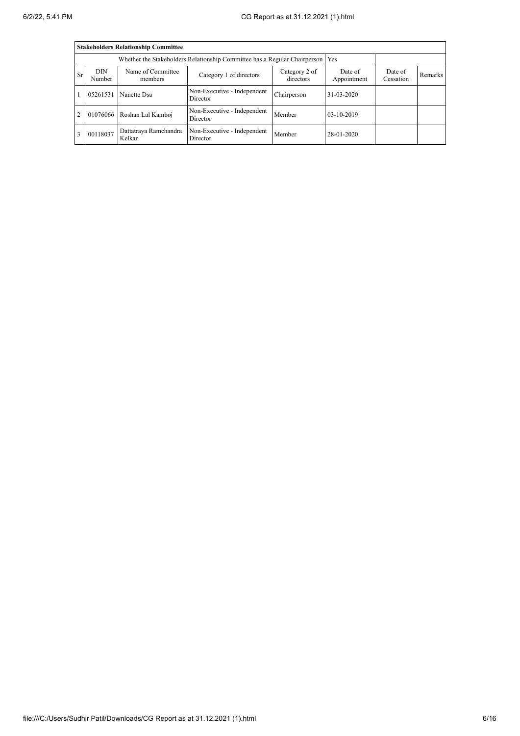| **Stakeholders Relationship Committee** | | | | | | | |
|---|---|---|---|---|---|---|---|
| Whether the Stakeholders Relationship Committee has a Regular Chairperson | | | | | Yes | | |
| Sr | DIN Number | Name of Committee members | Category 1 of directors | Category 2 of directors | Date of Appointment | Date of Cessation | Remarks |
| 1 | 05261531 | Nanette Dsa | Non-Executive - Independent Director | Chairperson | 31-03-2020 | | |
| 2 | 01076066 | Roshan Lal Kamboj | Non-Executive - Independent Director | Member | 03-10-2019 | | |
| 3 | 00118037 | Dattatraya Ramchandra Kelkar | Non-Executive - Independent Director | Member | 28-01-2020 | | |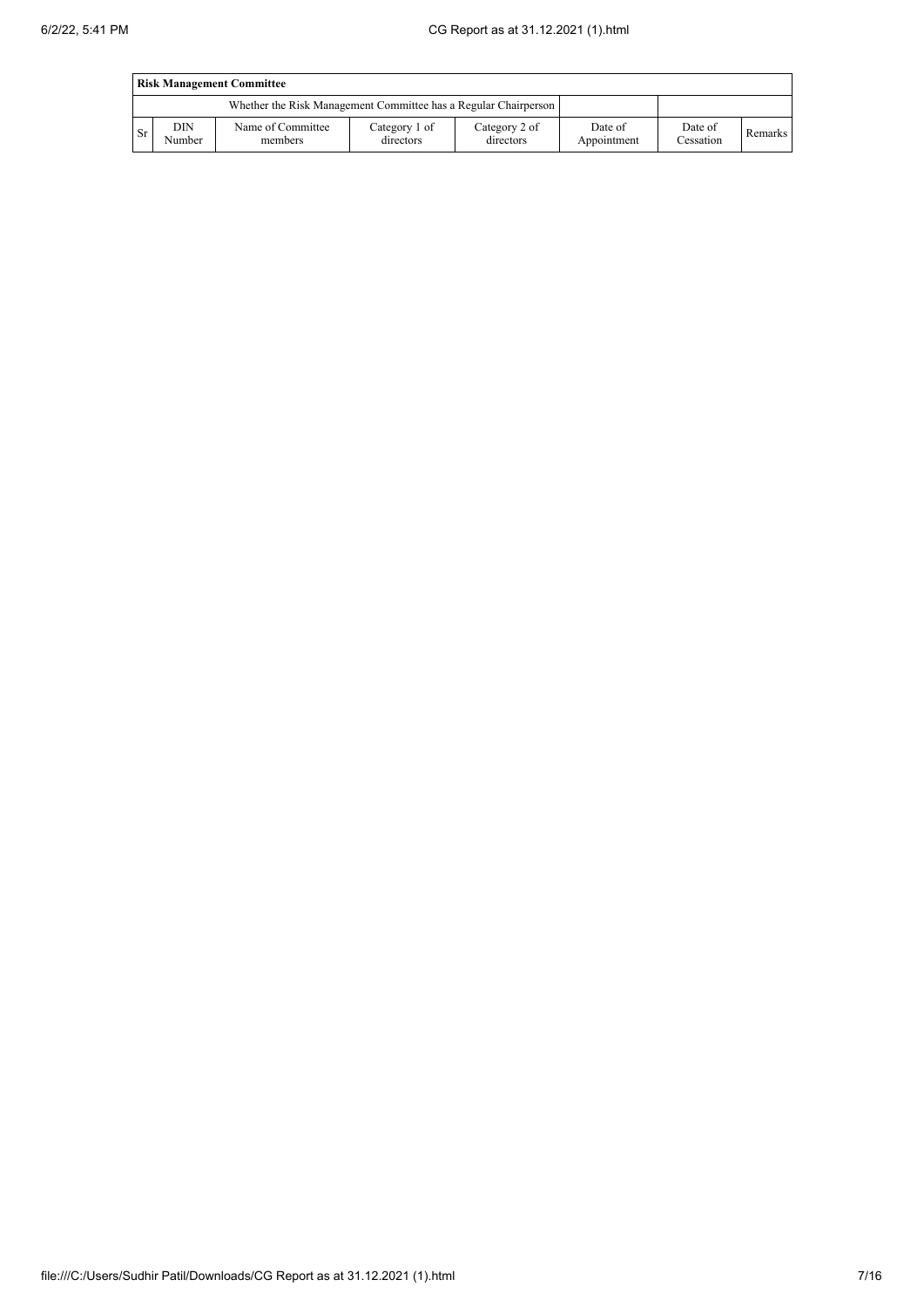| Risk Management Committee | | | | | | | |
|---|---|---|---|---|---|---|---|
| Whether the Risk Management Committee has a Regular Chairperson | | | | | | | |
| Sr | DIN Number | Name of Committee members | Category 1 of directors | Category 2 of directors | Date of Appointment | Date of Cessation | Remarks |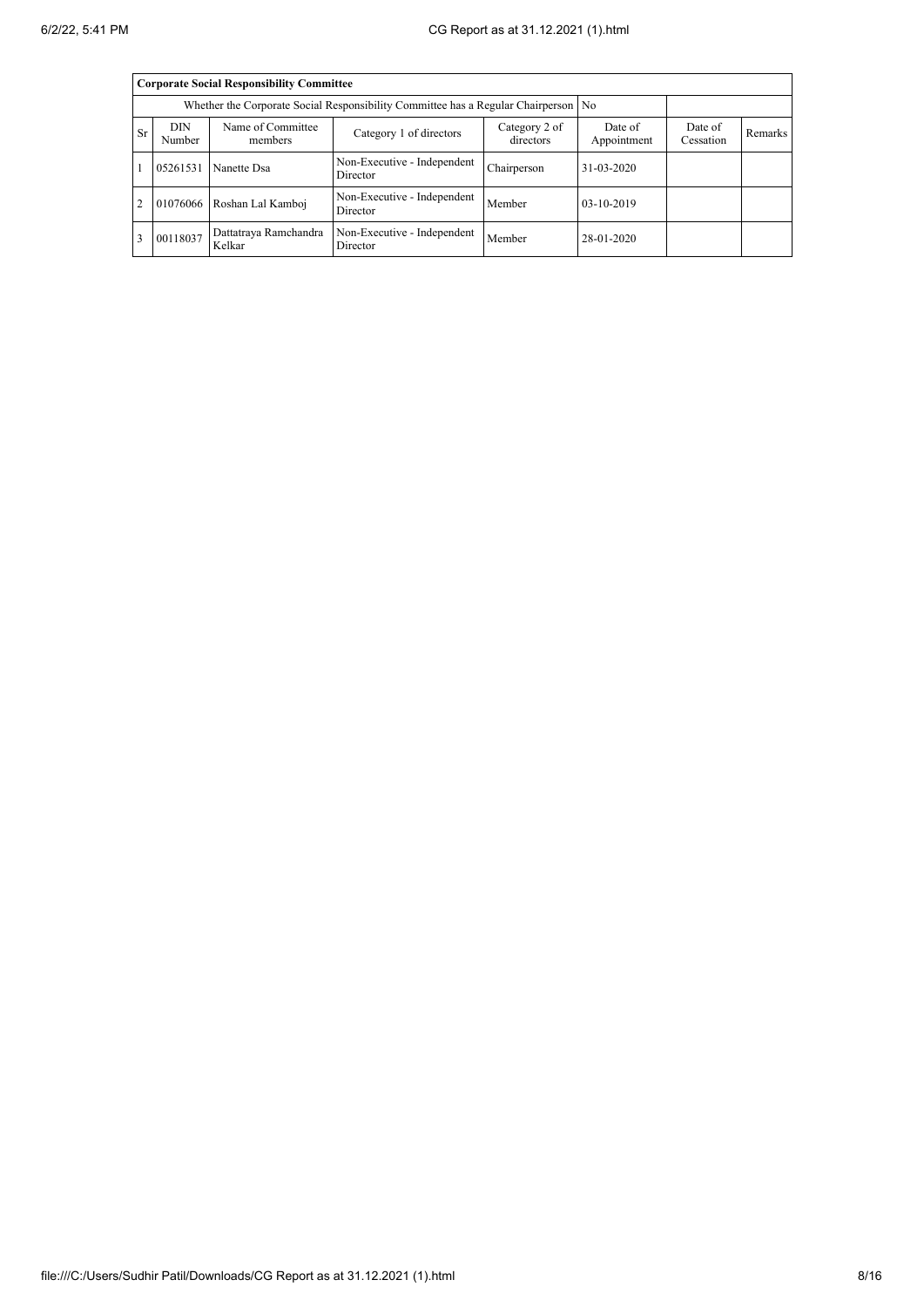| Corporate Social Responsibility Committee | | | | | | | |
|---|---|---|---|---|---|---|---|
| Whether the Corporate Social Responsibility Committee has a Regular Chairperson | | | | | No | | |
| Sr | DIN Number | Name of Committee members | Category 1 of directors | Category 2 of directors | Date of Appointment | Date of Cessation | Remarks |
| 1 | 05261531 | Nanette Dsa | Non-Executive - Independent Director | Chairperson | 31-03-2020 | | |
| 2 | 01076066 | Roshan Lal Kamboj | Non-Executive - Independent Director | Member | 03-10-2019 | | |
| 3 | 00118037 | Dattatraya Ramchandra Kelkar | Non-Executive - Independent Director | Member | 28-01-2020 | | |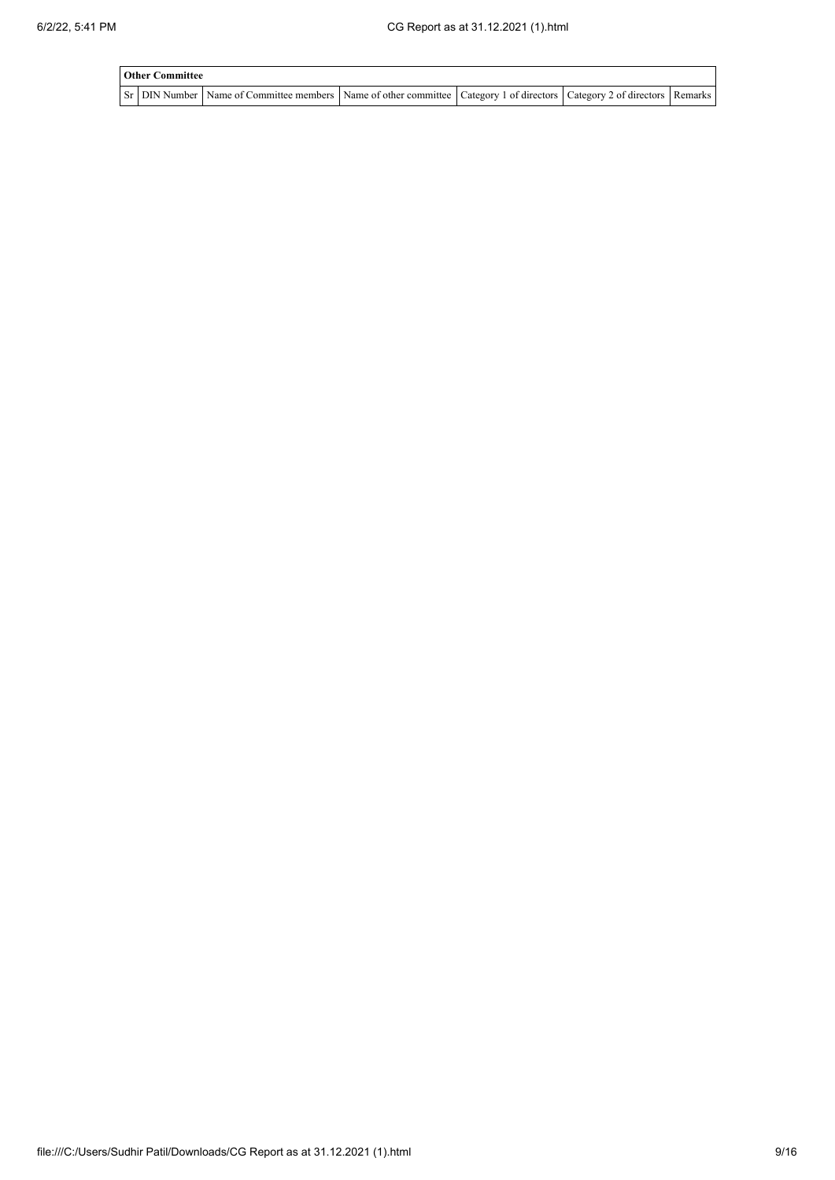| Other Committee | | | | | | |
|---|---|---|---|---|---|---|
| Sr | DIN Number | Name of Committee members | Name of other committee | Category 1 of directors | Category 2 of directors | Remarks |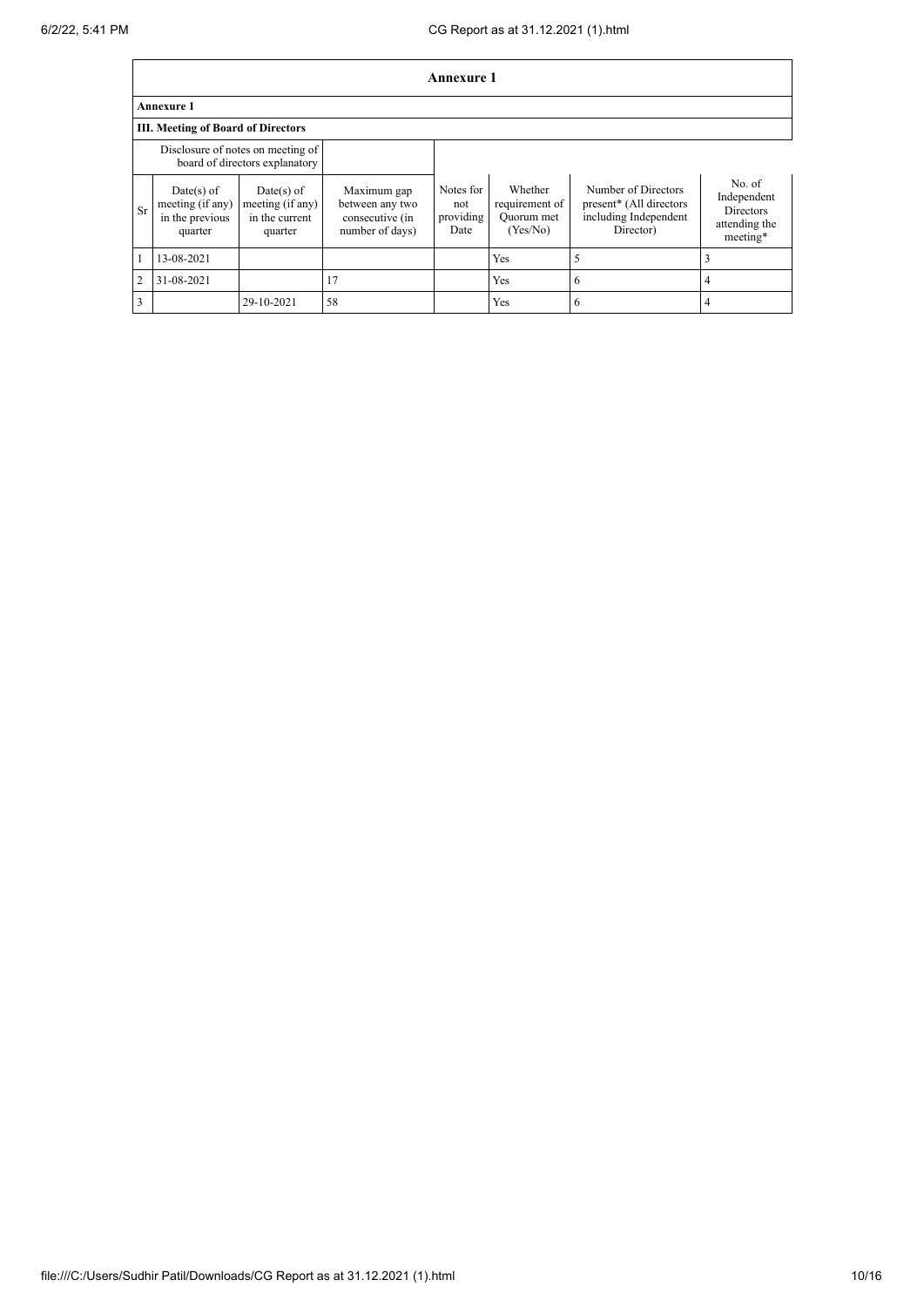## Annexure 1

**Annexure 1**

**III. Meeting of Board of Directors**

| Disclosure of notes on meeting of board of directors explanatory | | | | | | | |
|---|---|---|---|---|---|---|---|
| Sr | Date(s) of meeting (if any) in the previous quarter | Date(s) of meeting (if any) in the current quarter | Maximum gap between any two consecutive (in number of days) | Notes for not providing Date | Whether requirement of Quorum met (Yes/No) | Number of Directors present* (All directors including Independent Director) | No. of Independent Directors attending the meeting* |
| 1 | 13-08-2021 | | | | Yes | 5 | 3 |
| 2 | 31-08-2021 | | 17 | | Yes | 6 | 4 |
| 3 | | 29-10-2021 | 58 | | Yes | 6 | 4 |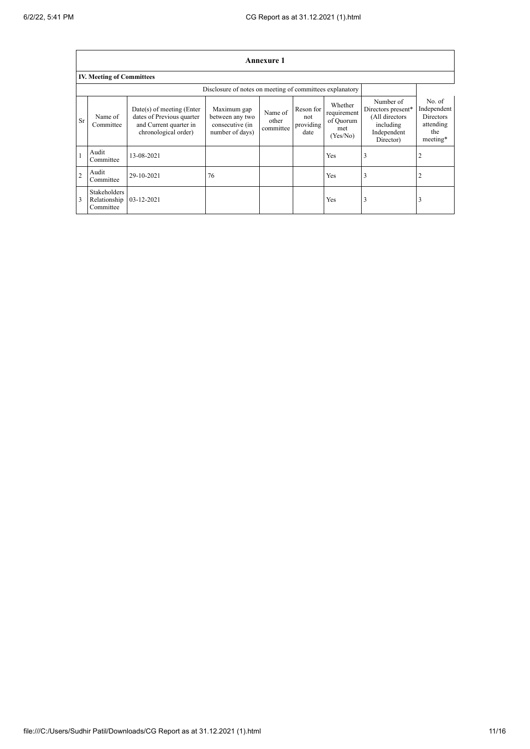## Annexure 1

### IV. Meeting of Committees

Disclosure of notes on meeting of committees explanatory

| Sr | Name of Committee | Date(s) of meeting (Enter dates of Previous quarter and Current quarter in chronological order) | Maximum gap between any two consecutive (in number of days) | Name of other committee | Reson for not providing date | Whether requirement of Quorum met (Yes/No) | Number of Directors present* (All directors including Independent Director) | No. of Independent Directors attending the meeting* |
|---|---|---|---|---|---|---|---|---|
| 1 | Audit Committee | 13-08-2021 | | | | Yes | 3 | 2 |
| 2 | Audit Committee | 29-10-2021 | 76 | | | Yes | 3 | 2 |
| 3 | Stakeholders Relationship Committee | 03-12-2021 | | | | Yes | 3 | 3 |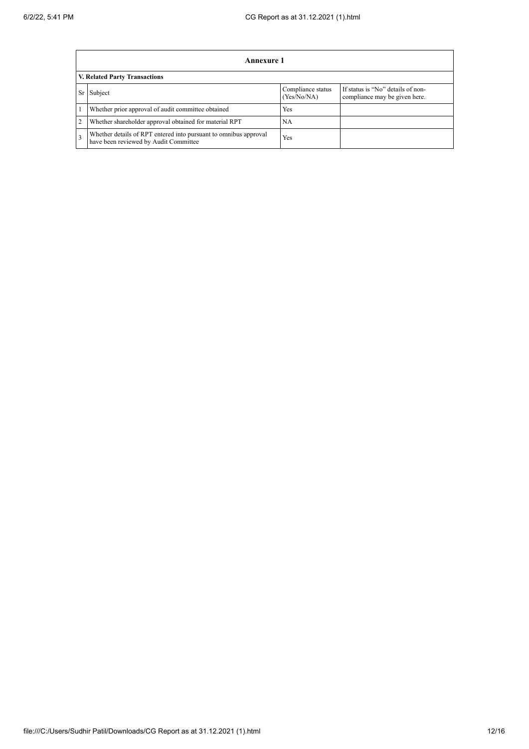| Annexure 1 | | | |
|---|---|---|---|
| **V. Related Party Transactions** | | | |
| Sr | Subject | Compliance status (Yes/No/NA) | If status is “No” details of non-compliance may be given here. |
| 1 | Whether prior approval of audit committee obtained | Yes | |
| 2 | Whether shareholder approval obtained for material RPT | NA | |
| 3 | Whether details of RPT entered into pursuant to omnibus approval have been reviewed by Audit Committee | Yes | |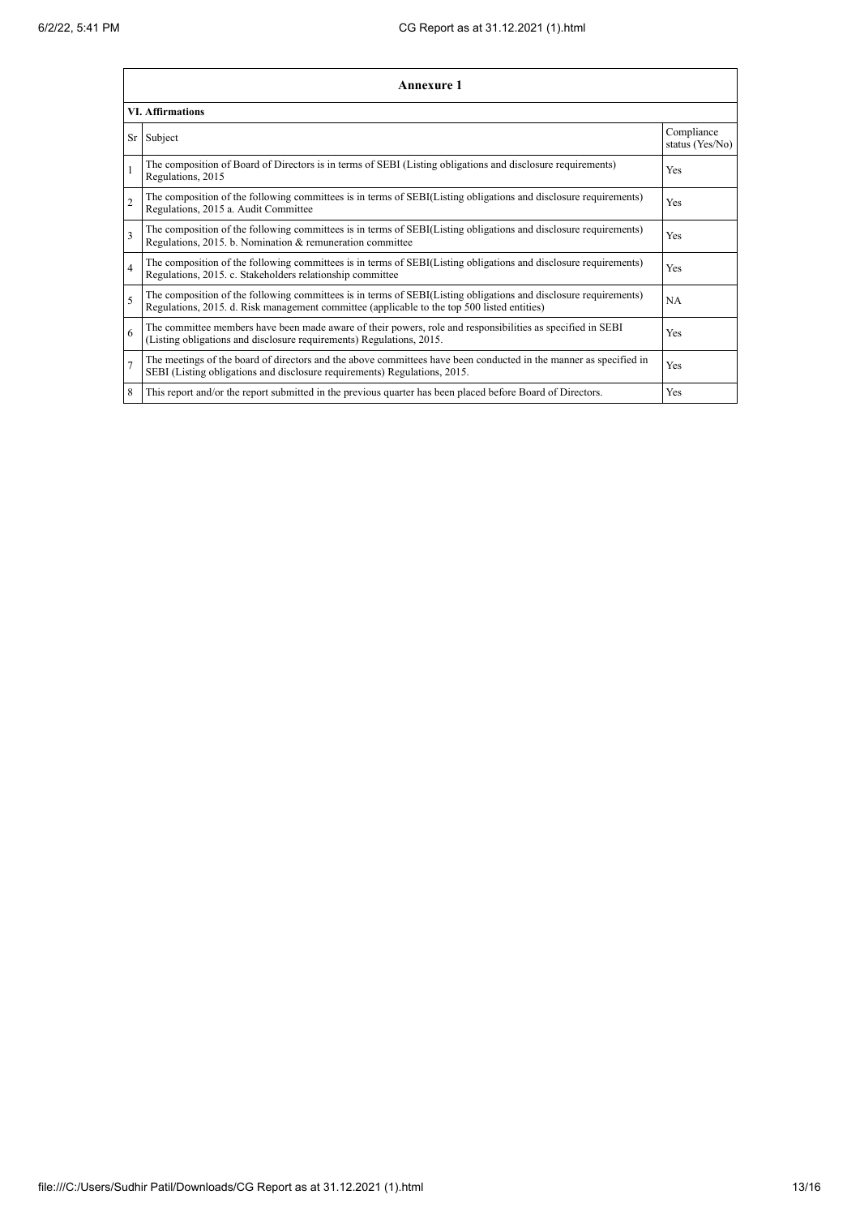| Annexure 1 | | |
|---|---|---|
| **VI. Affirmations** | | |
| Sr | Subject | Compliance status (Yes/No) |
| 1 | The composition of Board of Directors is in terms of SEBI (Listing obligations and disclosure requirements) Regulations, 2015 | Yes |
| 2 | The composition of the following committees is in terms of SEBI(Listing obligations and disclosure requirements) Regulations, 2015 a. Audit Committee | Yes |
| 3 | The composition of the following committees is in terms of SEBI(Listing obligations and disclosure requirements) Regulations, 2015. b. Nomination & remuneration committee | Yes |
| 4 | The composition of the following committees is in terms of SEBI(Listing obligations and disclosure requirements) Regulations, 2015. c. Stakeholders relationship committee | Yes |
| 5 | The composition of the following committees is in terms of SEBI(Listing obligations and disclosure requirements) Regulations, 2015. d. Risk management committee (applicable to the top 500 listed entities) | NA |
| 6 | The committee members have been made aware of their powers, role and responsibilities as specified in SEBI (Listing obligations and disclosure requirements) Regulations, 2015. | Yes |
| 7 | The meetings of the board of directors and the above committees have been conducted in the manner as specified in SEBI (Listing obligations and disclosure requirements) Regulations, 2015. | Yes |
| 8 | This report and/or the report submitted in the previous quarter has been placed before Board of Directors. | Yes |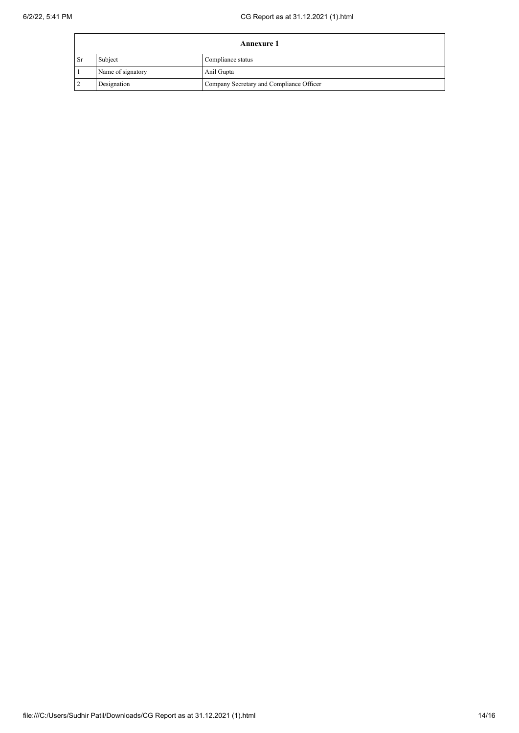| Annexure 1 | | |
|---|---|---|
| Sr | Subject | Compliance status |
| 1 | Name of signatory | Anil Gupta |
| 2 | Designation | Company Secretary and Compliance Officer |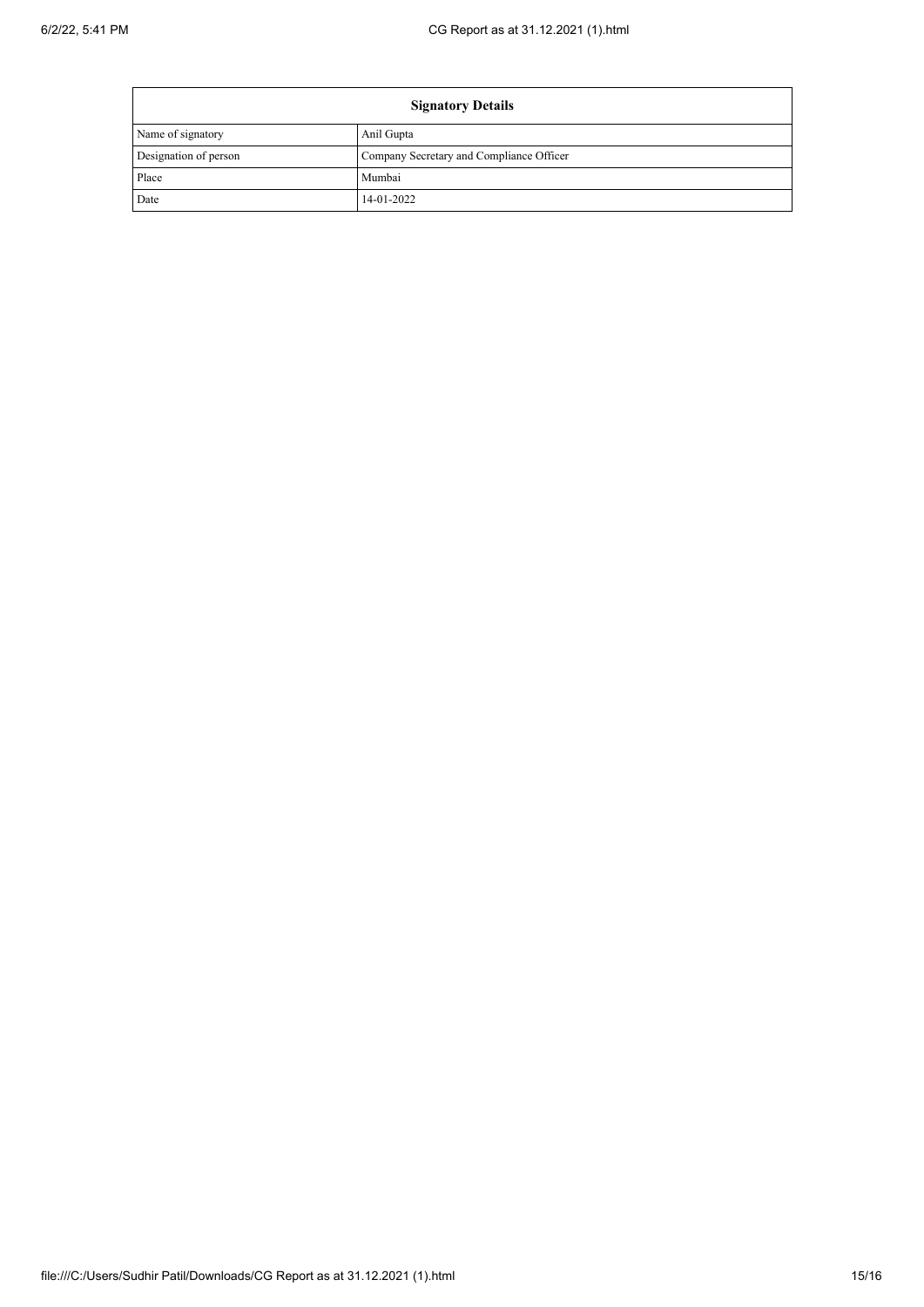| Signatory Details | |
|---|---|
| Name of signatory | Anil Gupta |
| Designation of person | Company Secretary and Compliance Officer |
| Place | Mumbai |
| Date | 14-01-2022 |